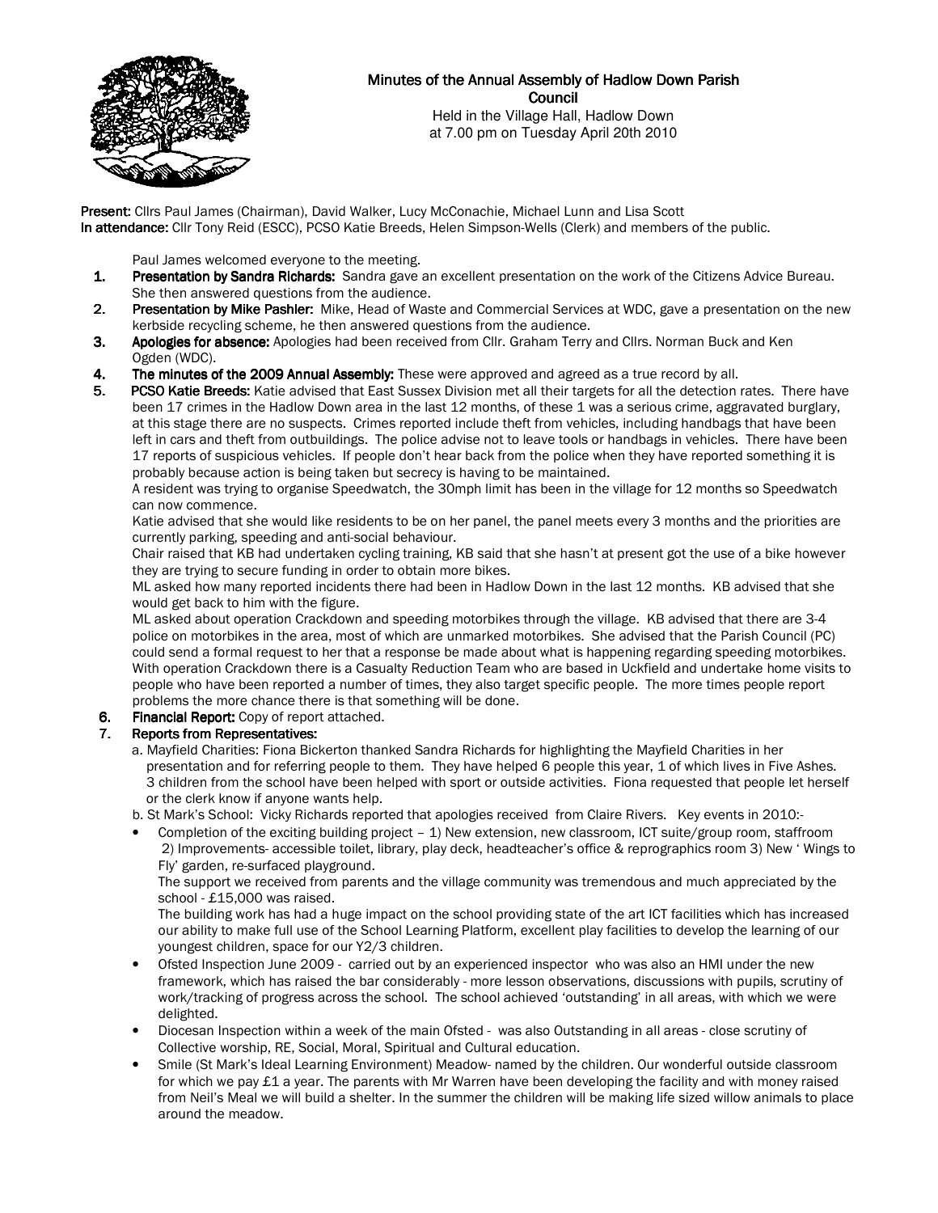# Minutes of the Annual Assembly of Hadlow Down Parish Council

Held in the Village Hall, Hadlow Down
at 7.00 pm on Tuesday April 20th 2010

**Present:** Cllrs Paul James (Chairman), David Walker, Lucy McConachie, Michael Lunn and Lisa Scott
**In attendance:** Cllr Tony Reid (ESCC), PCSO Katie Breeds, Helen Simpson-Wells (Clerk) and members of the public.

Paul James welcomed everyone to the meeting.

1. **Presentation by Sandra Richards:** Sandra gave an excellent presentation on the work of the Citizens Advice Bureau. She then answered questions from the audience.
2. **Presentation by Mike Pashler:** Mike, Head of Waste and Commercial Services at WDC, gave a presentation on the new kerbside recycling scheme, he then answered questions from the audience.
3. **Apologies for absence:** Apologies had been received from Cllr. Graham Terry and Cllrs. Norman Buck and Ken Ogden (WDC).
4. **The minutes of the 2009 Annual Assembly:** These were approved and agreed as a true record by all.
5. **PCSO Katie Breeds:** Katie advised that East Sussex Division met all their targets for all the detection rates. There have been 17 crimes in the Hadlow Down area in the last 12 months, of these 1 was a serious crime, aggravated burglary, at this stage there are no suspects. Crimes reported include theft from vehicles, including handbags that have been left in cars and theft from outbuildings. The police advise not to leave tools or handbags in vehicles. There have been 17 reports of suspicious vehicles. If people don't hear back from the police when they have reported something it is probably because action is being taken but secrecy is having to be maintained.
   A resident was trying to organise Speedwatch, the 30mph limit has been in the village for 12 months so Speedwatch can now commence.
   Katie advised that she would like residents to be on her panel, the panel meets every 3 months and the priorities are currently parking, speeding and anti-social behaviour.
   Chair raised that KB had undertaken cycling training, KB said that she hasn't at present got the use of a bike however they are trying to secure funding in order to obtain more bikes.
   ML asked how many reported incidents there had been in Hadlow Down in the last 12 months. KB advised that she would get back to him with the figure.
   ML asked about operation Crackdown and speeding motorbikes through the village. KB advised that there are 3-4 police on motorbikes in the area, most of which are unmarked motorbikes. She advised that the Parish Council (PC) could send a formal request to her that a response be made about what is happening regarding speeding motorbikes. With operation Crackdown there is a Casualty Reduction Team who are based in Uckfield and undertake home visits to people who have been reported a number of times, they also target specific people. The more times people report problems the more chance there is that something will be done.
6. **Financial Report:** Copy of report attached.
7. **Reports from Representatives:**
   a. Mayfield Charities: Fiona Bickerton thanked Sandra Richards for highlighting the Mayfield Charities in her presentation and for referring people to them. They have helped 6 people this year, 1 of which lives in Five Ashes. 3 children from the school have been helped with sport or outside activities. Fiona requested that people let herself or the clerk know if anyone wants help.
   b. St Mark's School: Vicky Richards reported that apologies received from Claire Rivers. Key events in 2010:-
   - Completion of the exciting building project – 1) New extension, new classroom, ICT suite/group room, staffroom 2) Improvements- accessible toilet, library, play deck, headteacher's office & reprographics room 3) New ' Wings to Fly' garden, re-surfaced playground.
     The support we received from parents and the village community was tremendous and much appreciated by the school - £15,000 was raised.
     The building work has had a huge impact on the school providing state of the art ICT facilities which has increased our ability to make full use of the School Learning Platform, excellent play facilities to develop the learning of our youngest children, space for our Y2/3 children.
   - Ofsted Inspection June 2009 - carried out by an experienced inspector who was also an HMI under the new framework, which has raised the bar considerably - more lesson observations, discussions with pupils, scrutiny of work/tracking of progress across the school. The school achieved 'outstanding' in all areas, with which we were delighted.
   - Diocesan Inspection within a week of the main Ofsted - was also Outstanding in all areas - close scrutiny of Collective worship, RE, Social, Moral, Spiritual and Cultural education.
   - Smile (St Mark's Ideal Learning Environment) Meadow- named by the children. Our wonderful outside classroom for which we pay £1 a year. The parents with Mr Warren have been developing the facility and with money raised from Neil's Meal we will build a shelter. In the summer the children will be making life sized willow animals to place around the meadow.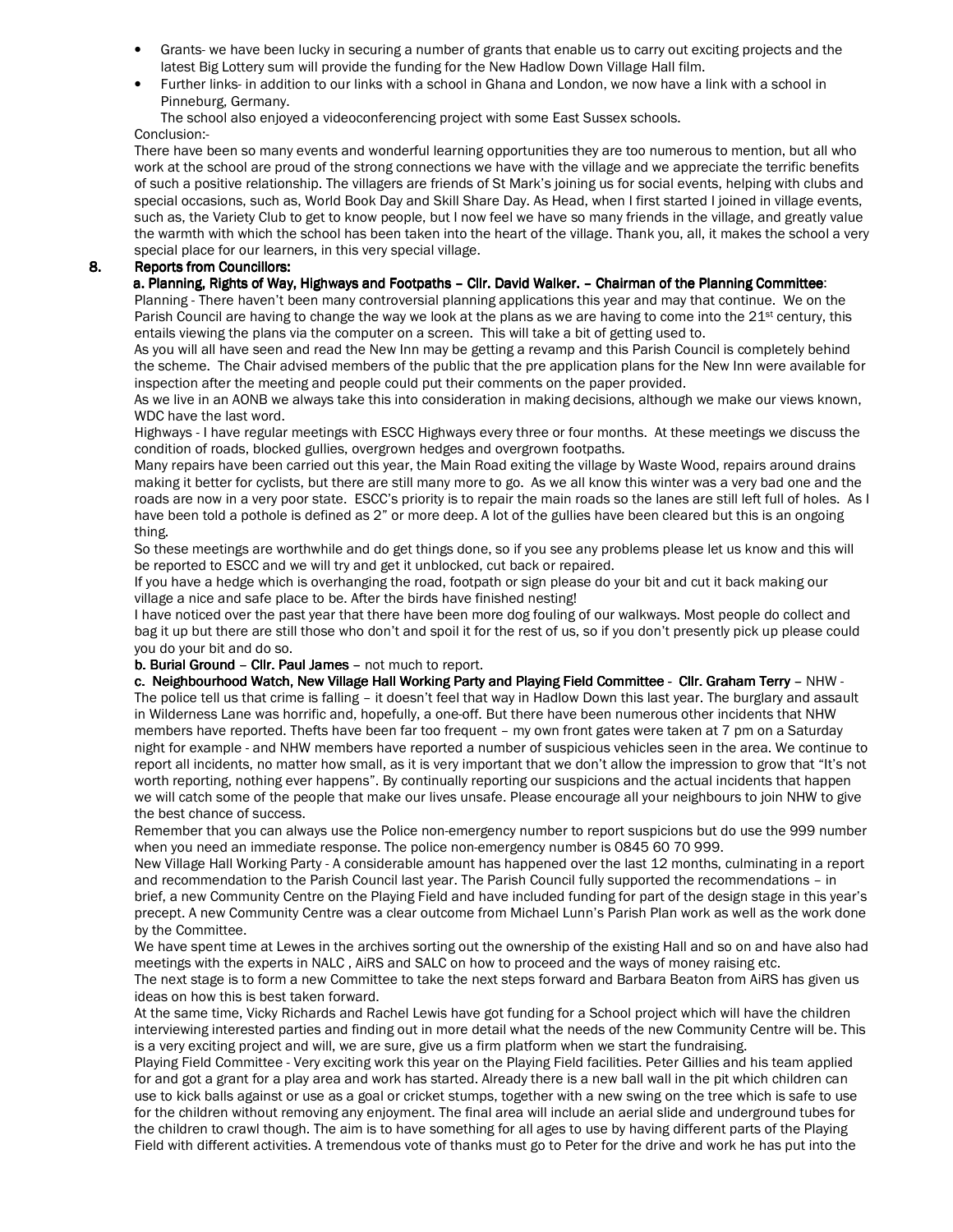- Grants- we have been lucky in securing a number of grants that enable us to carry out exciting projects and the latest Big Lottery sum will provide the funding for the New Hadlow Down Village Hall film.
- Further links- in addition to our links with a school in Ghana and London, we now have a link with a school in Pinneburg, Germany.

  The school also enjoyed a videoconferencing project with some East Sussex schools.

Conclusion:-

There have been so many events and wonderful learning opportunities they are too numerous to mention, but all who work at the school are proud of the strong connections we have with the village and we appreciate the terrific benefits of such a positive relationship. The villagers are friends of St Mark's joining us for social events, helping with clubs and special occasions, such as, World Book Day and Skill Share Day. As Head, when I first started I joined in village events, such as, the Variety Club to get to know people, but I now feel we have so many friends in the village, and greatly value the warmth with which the school has been taken into the heart of the village. Thank you, all, it makes the school a very special place for our learners, in this very special village.

## 8. Reports from Councillors:

**a. Planning, Rights of Way, Highways and Footpaths – Cllr. David Walker. – Chairman of the Planning Committee**:

Planning - There haven't been many controversial planning applications this year and may that continue. We on the Parish Council are having to change the way we look at the plans as we are having to come into the 21st century, this entails viewing the plans via the computer on a screen. This will take a bit of getting used to.

As you will all have seen and read the New Inn may be getting a revamp and this Parish Council is completely behind the scheme. The Chair advised members of the public that the pre application plans for the New Inn were available for inspection after the meeting and people could put their comments on the paper provided.

As we live in an AONB we always take this into consideration in making decisions, although we make our views known, WDC have the last word.

Highways - I have regular meetings with ESCC Highways every three or four months. At these meetings we discuss the condition of roads, blocked gullies, overgrown hedges and overgrown footpaths.

Many repairs have been carried out this year, the Main Road exiting the village by Waste Wood, repairs around drains making it better for cyclists, but there are still many more to go. As we all know this winter was a very bad one and the roads are now in a very poor state. ESCC's priority is to repair the main roads so the lanes are still left full of holes. As I have been told a pothole is defined as 2" or more deep. A lot of the gullies have been cleared but this is an ongoing thing.

So these meetings are worthwhile and do get things done, so if you see any problems please let us know and this will be reported to ESCC and we will try and get it unblocked, cut back or repaired.

If you have a hedge which is overhanging the road, footpath or sign please do your bit and cut it back making our village a nice and safe place to be. After the birds have finished nesting!

I have noticed over the past year that there have been more dog fouling of our walkways. Most people do collect and bag it up but there are still those who don't and spoil it for the rest of us, so if you don't presently pick up please could you do your bit and do so.

**b. Burial Ground** – **Cllr. Paul James** – not much to report.

**c. Neighbourhood Watch, New Village Hall Working Party and Playing Field Committee** - **Cllr. Graham Terry** – NHW - The police tell us that crime is falling – it doesn't feel that way in Hadlow Down this last year. The burglary and assault in Wilderness Lane was horrific and, hopefully, a one-off. But there have been numerous other incidents that NHW members have reported. Thefts have been far too frequent – my own front gates were taken at 7 pm on a Saturday night for example - and NHW members have reported a number of suspicious vehicles seen in the area. We continue to report all incidents, no matter how small, as it is very important that we don't allow the impression to grow that "It's not worth reporting, nothing ever happens". By continually reporting our suspicions and the actual incidents that happen we will catch some of the people that make our lives unsafe. Please encourage all your neighbours to join NHW to give the best chance of success.

Remember that you can always use the Police non-emergency number to report suspicions but do use the 999 number when you need an immediate response. The police non-emergency number is 0845 60 70 999.

New Village Hall Working Party - A considerable amount has happened over the last 12 months, culminating in a report and recommendation to the Parish Council last year. The Parish Council fully supported the recommendations – in brief, a new Community Centre on the Playing Field and have included funding for part of the design stage in this year's precept. A new Community Centre was a clear outcome from Michael Lunn's Parish Plan work as well as the work done by the Committee.

We have spent time at Lewes in the archives sorting out the ownership of the existing Hall and so on and have also had meetings with the experts in NALC , AiRS and SALC on how to proceed and the ways of money raising etc.

The next stage is to form a new Committee to take the next steps forward and Barbara Beaton from AiRS has given us ideas on how this is best taken forward.

At the same time, Vicky Richards and Rachel Lewis have got funding for a School project which will have the children interviewing interested parties and finding out in more detail what the needs of the new Community Centre will be. This is a very exciting project and will, we are sure, give us a firm platform when we start the fundraising.

Playing Field Committee - Very exciting work this year on the Playing Field facilities. Peter Gillies and his team applied for and got a grant for a play area and work has started. Already there is a new ball wall in the pit which children can use to kick balls against or use as a goal or cricket stumps, together with a new swing on the tree which is safe to use for the children without removing any enjoyment. The final area will include an aerial slide and underground tubes for the children to crawl though. The aim is to have something for all ages to use by having different parts of the Playing Field with different activities. A tremendous vote of thanks must go to Peter for the drive and work he has put into the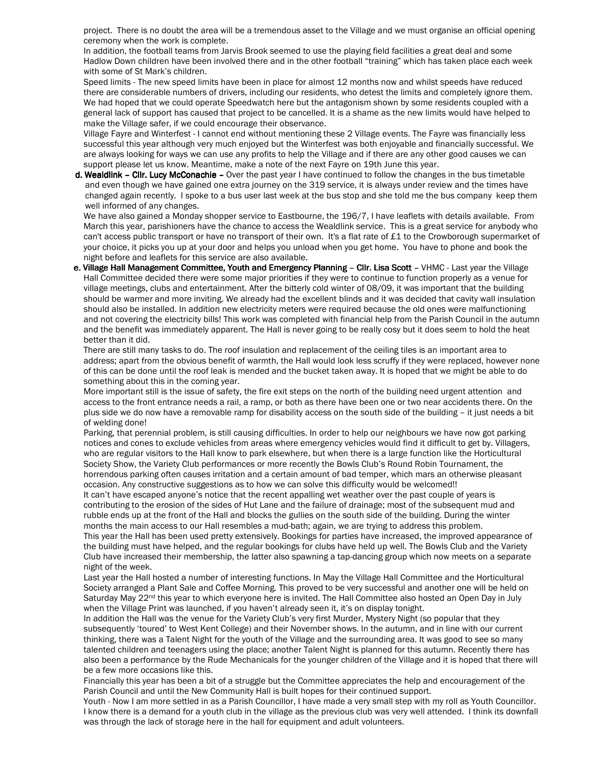project. There is no doubt the area will be a tremendous asset to the Village and we must organise an official opening ceremony when the work is complete.

In addition, the football teams from Jarvis Brook seemed to use the playing field facilities a great deal and some Hadlow Down children have been involved there and in the other football "training" which has taken place each week with some of St Mark's children.

Speed limits - The new speed limits have been in place for almost 12 months now and whilst speeds have reduced there are considerable numbers of drivers, including our residents, who detest the limits and completely ignore them. We had hoped that we could operate Speedwatch here but the antagonism shown by some residents coupled with a general lack of support has caused that project to be cancelled. It is a shame as the new limits would have helped to make the Village safer, if we could encourage their observance.

Village Fayre and Winterfest - I cannot end without mentioning these 2 Village events. The Fayre was financially less successful this year although very much enjoyed but the Winterfest was both enjoyable and financially successful. We are always looking for ways we can use any profits to help the Village and if there are any other good causes we can support please let us know. Meantime, make a note of the next Fayre on 19th June this year.

d. **Wealdlink – Cllr. Lucy McConachie –** Over the past year I have continued to follow the changes in the bus timetable and even though we have gained one extra journey on the 319 service, it is always under review and the times have changed again recently. I spoke to a bus user last week at the bus stop and she told me the bus company keep them well informed of any changes.

We have also gained a Monday shopper service to Eastbourne, the 196/7, I have leaflets with details available. From March this year, parishioners have the chance to access the Wealdlink service. This is a great service for anybody who can't access public transport or have no transport of their own. It's a flat rate of £1 to the Crowborough supermarket of your choice, it picks you up at your door and helps you unload when you get home. You have to phone and book the night before and leaflets for this service are also available.

e. **Village Hall Management Committee, Youth and Emergency Planning – Cllr. Lisa Scott –** VHMC - Last year the Village Hall Committee decided there were some major priorities if they were to continue to function properly as a venue for village meetings, clubs and entertainment. After the bitterly cold winter of 08/09, it was important that the building should be warmer and more inviting. We already had the excellent blinds and it was decided that cavity wall insulation should also be installed. In addition new electricity meters were required because the old ones were malfunctioning and not covering the electricity bills! This work was completed with financial help from the Parish Council in the autumn and the benefit was immediately apparent. The Hall is never going to be really cosy but it does seem to hold the heat better than it did.

There are still many tasks to do. The roof insulation and replacement of the ceiling tiles is an important area to address; apart from the obvious benefit of warmth, the Hall would look less scruffy if they were replaced, however none of this can be done until the roof leak is mended and the bucket taken away. It is hoped that we might be able to do something about this in the coming year.

More important still is the issue of safety, the fire exit steps on the north of the building need urgent attention and access to the front entrance needs a rail, a ramp, or both as there have been one or two near accidents there. On the plus side we do now have a removable ramp for disability access on the south side of the building – it just needs a bit of welding done!

Parking, that perennial problem, is still causing difficulties. In order to help our neighbours we have now got parking notices and cones to exclude vehicles from areas where emergency vehicles would find it difficult to get by. Villagers, who are regular visitors to the Hall know to park elsewhere, but when there is a large function like the Horticultural Society Show, the Variety Club performances or more recently the Bowls Club's Round Robin Tournament, the horrendous parking often causes irritation and a certain amount of bad temper, which mars an otherwise pleasant occasion. Any constructive suggestions as to how we can solve this difficulty would be welcomed!!

It can't have escaped anyone's notice that the recent appalling wet weather over the past couple of years is contributing to the erosion of the sides of Hut Lane and the failure of drainage; most of the subsequent mud and rubble ends up at the front of the Hall and blocks the gullies on the south side of the building. During the winter months the main access to our Hall resembles a mud-bath; again, we are trying to address this problem.

This year the Hall has been used pretty extensively. Bookings for parties have increased, the improved appearance of the building must have helped, and the regular bookings for clubs have held up well. The Bowls Club and the Variety Club have increased their membership, the latter also spawning a tap-dancing group which now meets on a separate night of the week.

Last year the Hall hosted a number of interesting functions. In May the Village Hall Committee and the Horticultural Society arranged a Plant Sale and Coffee Morning. This proved to be very successful and another one will be held on Saturday May 22nd this year to which everyone here is invited. The Hall Committee also hosted an Open Day in July when the Village Print was launched, if you haven't already seen it, it's on display tonight.

In addition the Hall was the venue for the Variety Club's very first Murder, Mystery Night (so popular that they subsequently 'toured' to West Kent College) and their November shows. In the autumn, and in line with our current thinking, there was a Talent Night for the youth of the Village and the surrounding area. It was good to see so many talented children and teenagers using the place; another Talent Night is planned for this autumn. Recently there has also been a performance by the Rude Mechanicals for the younger children of the Village and it is hoped that there will be a few more occasions like this.

Financially this year has been a bit of a struggle but the Committee appreciates the help and encouragement of the Parish Council and until the New Community Hall is built hopes for their continued support.

Youth - Now I am more settled in as a Parish Councillor, I have made a very small step with my roll as Youth Councillor. I know there is a demand for a youth club in the village as the previous club was very well attended. I think its downfall was through the lack of storage here in the hall for equipment and adult volunteers.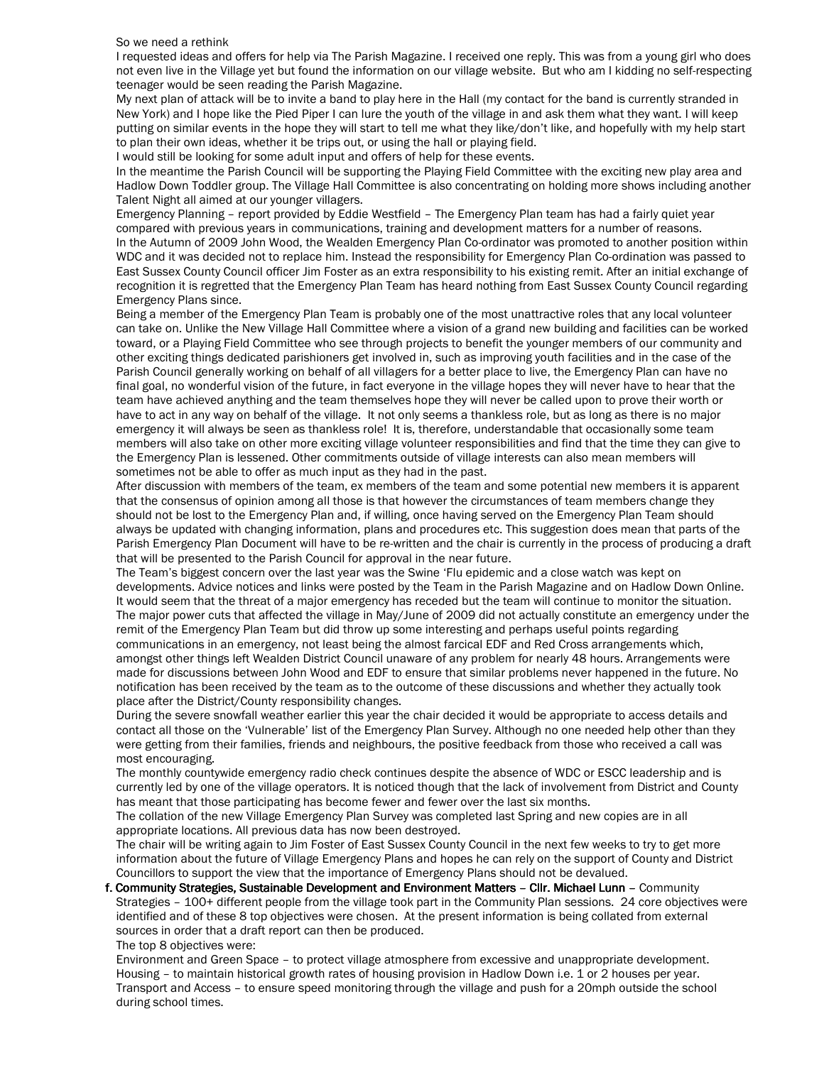So we need a rethink

I requested ideas and offers for help via The Parish Magazine. I received one reply. This was from a young girl who does not even live in the Village yet but found the information on our village website. But who am I kidding no self-respecting teenager would be seen reading the Parish Magazine.

My next plan of attack will be to invite a band to play here in the Hall (my contact for the band is currently stranded in New York) and I hope like the Pied Piper I can lure the youth of the village in and ask them what they want. I will keep putting on similar events in the hope they will start to tell me what they like/don't like, and hopefully with my help start to plan their own ideas, whether it be trips out, or using the hall or playing field.

I would still be looking for some adult input and offers of help for these events.

In the meantime the Parish Council will be supporting the Playing Field Committee with the exciting new play area and Hadlow Down Toddler group. The Village Hall Committee is also concentrating on holding more shows including another Talent Night all aimed at our younger villagers.

Emergency Planning – report provided by Eddie Westfield – The Emergency Plan team has had a fairly quiet year compared with previous years in communications, training and development matters for a number of reasons.

In the Autumn of 2009 John Wood, the Wealden Emergency Plan Co-ordinator was promoted to another position within WDC and it was decided not to replace him. Instead the responsibility for Emergency Plan Co-ordination was passed to East Sussex County Council officer Jim Foster as an extra responsibility to his existing remit. After an initial exchange of recognition it is regretted that the Emergency Plan Team has heard nothing from East Sussex County Council regarding Emergency Plans since.

Being a member of the Emergency Plan Team is probably one of the most unattractive roles that any local volunteer can take on. Unlike the New Village Hall Committee where a vision of a grand new building and facilities can be worked toward, or a Playing Field Committee who see through projects to benefit the younger members of our community and other exciting things dedicated parishioners get involved in, such as improving youth facilities and in the case of the Parish Council generally working on behalf of all villagers for a better place to live, the Emergency Plan can have no final goal, no wonderful vision of the future, in fact everyone in the village hopes they will never have to hear that the team have achieved anything and the team themselves hope they will never be called upon to prove their worth or have to act in any way on behalf of the village. It not only seems a thankless role, but as long as there is no major emergency it will always be seen as thankless role! It is, therefore, understandable that occasionally some team members will also take on other more exciting village volunteer responsibilities and find that the time they can give to the Emergency Plan is lessened. Other commitments outside of village interests can also mean members will sometimes not be able to offer as much input as they had in the past.

After discussion with members of the team, ex members of the team and some potential new members it is apparent that the consensus of opinion among all those is that however the circumstances of team members change they should not be lost to the Emergency Plan and, if willing, once having served on the Emergency Plan Team should always be updated with changing information, plans and procedures etc. This suggestion does mean that parts of the Parish Emergency Plan Document will have to be re-written and the chair is currently in the process of producing a draft that will be presented to the Parish Council for approval in the near future.

The Team's biggest concern over the last year was the Swine 'Flu epidemic and a close watch was kept on developments. Advice notices and links were posted by the Team in the Parish Magazine and on Hadlow Down Online. It would seem that the threat of a major emergency has receded but the team will continue to monitor the situation.

The major power cuts that affected the village in May/June of 2009 did not actually constitute an emergency under the remit of the Emergency Plan Team but did throw up some interesting and perhaps useful points regarding communications in an emergency, not least being the almost farcical EDF and Red Cross arrangements which, amongst other things left Wealden District Council unaware of any problem for nearly 48 hours. Arrangements were made for discussions between John Wood and EDF to ensure that similar problems never happened in the future. No notification has been received by the team as to the outcome of these discussions and whether they actually took place after the District/County responsibility changes.

During the severe snowfall weather earlier this year the chair decided it would be appropriate to access details and contact all those on the 'Vulnerable' list of the Emergency Plan Survey. Although no one needed help other than they were getting from their families, friends and neighbours, the positive feedback from those who received a call was most encouraging.

The monthly countywide emergency radio check continues despite the absence of WDC or ESCC leadership and is currently led by one of the village operators. It is noticed though that the lack of involvement from District and County has meant that those participating has become fewer and fewer over the last six months.

The collation of the new Village Emergency Plan Survey was completed last Spring and new copies are in all appropriate locations. All previous data has now been destroyed.

The chair will be writing again to Jim Foster of East Sussex County Council in the next few weeks to try to get more information about the future of Village Emergency Plans and hopes he can rely on the support of County and District Councillors to support the view that the importance of Emergency Plans should not be devalued.

f. **Community Strategies, Sustainable Development and Environment Matters – Cllr. Michael Lunn** – Community Strategies – 100+ different people from the village took part in the Community Plan sessions. 24 core objectives were identified and of these 8 top objectives were chosen. At the present information is being collated from external sources in order that a draft report can then be produced.

The top 8 objectives were:

Environment and Green Space – to protect village atmosphere from excessive and unappropriate development.

Housing – to maintain historical growth rates of housing provision in Hadlow Down i.e. 1 or 2 houses per year.

Transport and Access – to ensure speed monitoring through the village and push for a 20mph outside the school during school times.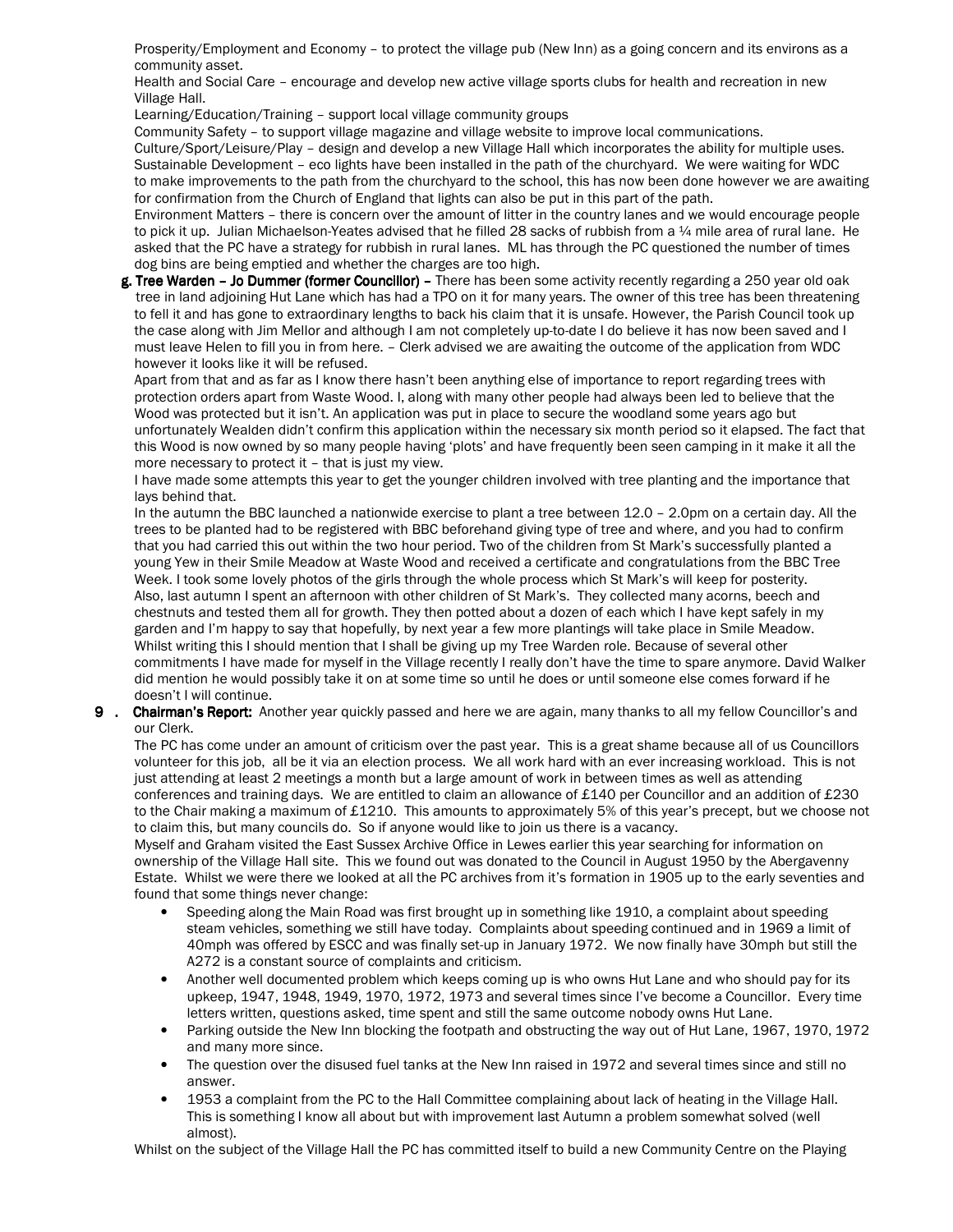Prosperity/Employment and Economy – to protect the village pub (New Inn) as a going concern and its environs as a community asset.

Health and Social Care – encourage and develop new active village sports clubs for health and recreation in new Village Hall.

Learning/Education/Training – support local village community groups

Community Safety – to support village magazine and village website to improve local communications.

Culture/Sport/Leisure/Play – design and develop a new Village Hall which incorporates the ability for multiple uses.

Sustainable Development – eco lights have been installed in the path of the churchyard. We were waiting for WDC to make improvements to the path from the churchyard to the school, this has now been done however we are awaiting for confirmation from the Church of England that lights can also be put in this part of the path.

Environment Matters – there is concern over the amount of litter in the country lanes and we would encourage people to pick it up. Julian Michaelson-Yeates advised that he filled 28 sacks of rubbish from a ¼ mile area of rural lane. He asked that the PC have a strategy for rubbish in rural lanes. ML has through the PC questioned the number of times dog bins are being emptied and whether the charges are too high.

**g. Tree Warden – Jo Dummer (former Councillor) –** There has been some activity recently regarding a 250 year old oak tree in land adjoining Hut Lane which has had a TPO on it for many years. The owner of this tree has been threatening to fell it and has gone to extraordinary lengths to back his claim that it is unsafe. However, the Parish Council took up the case along with Jim Mellor and although I am not completely up-to-date I do believe it has now been saved and I must leave Helen to fill you in from here. – Clerk advised we are awaiting the outcome of the application from WDC however it looks like it will be refused.

Apart from that and as far as I know there hasn't been anything else of importance to report regarding trees with protection orders apart from Waste Wood. I, along with many other people had always been led to believe that the Wood was protected but it isn't. An application was put in place to secure the woodland some years ago but unfortunately Wealden didn't confirm this application within the necessary six month period so it elapsed. The fact that this Wood is now owned by so many people having 'plots' and have frequently been seen camping in it make it all the more necessary to protect it – that is just my view.

I have made some attempts this year to get the younger children involved with tree planting and the importance that lays behind that.

In the autumn the BBC launched a nationwide exercise to plant a tree between 12.0 – 2.0pm on a certain day. All the trees to be planted had to be registered with BBC beforehand giving type of tree and where, and you had to confirm that you had carried this out within the two hour period. Two of the children from St Mark's successfully planted a young Yew in their Smile Meadow at Waste Wood and received a certificate and congratulations from the BBC Tree Week. I took some lovely photos of the girls through the whole process which St Mark's will keep for posterity.

Also, last autumn I spent an afternoon with other children of St Mark's. They collected many acorns, beech and chestnuts and tested them all for growth. They then potted about a dozen of each which I have kept safely in my garden and I'm happy to say that hopefully, by next year a few more plantings will take place in Smile Meadow.

Whilst writing this I should mention that I shall be giving up my Tree Warden role. Because of several other commitments I have made for myself in the Village recently I really don't have the time to spare anymore. David Walker did mention he would possibly take it on at some time so until he does or until someone else comes forward if he doesn't I will continue.

**9 . Chairman's Report:** Another year quickly passed and here we are again, many thanks to all my fellow Councillor's and our Clerk.

The PC has come under an amount of criticism over the past year. This is a great shame because all of us Councillors volunteer for this job, all be it via an election process. We all work hard with an ever increasing workload. This is not just attending at least 2 meetings a month but a large amount of work in between times as well as attending conferences and training days. We are entitled to claim an allowance of £140 per Councillor and an addition of £230 to the Chair making a maximum of £1210. This amounts to approximately 5% of this year's precept, but we choose not to claim this, but many councils do. So if anyone would like to join us there is a vacancy.

Myself and Graham visited the East Sussex Archive Office in Lewes earlier this year searching for information on ownership of the Village Hall site. This we found out was donated to the Council in August 1950 by the Abergavenny Estate. Whilst we were there we looked at all the PC archives from it's formation in 1905 up to the early seventies and found that some things never change:

- Speeding along the Main Road was first brought up in something like 1910, a complaint about speeding steam vehicles, something we still have today. Complaints about speeding continued and in 1969 a limit of 40mph was offered by ESCC and was finally set-up in January 1972. We now finally have 30mph but still the A272 is a constant source of complaints and criticism.
- Another well documented problem which keeps coming up is who owns Hut Lane and who should pay for its upkeep, 1947, 1948, 1949, 1970, 1972, 1973 and several times since I've become a Councillor. Every time letters written, questions asked, time spent and still the same outcome nobody owns Hut Lane.
- Parking outside the New Inn blocking the footpath and obstructing the way out of Hut Lane, 1967, 1970, 1972 and many more since.
- The question over the disused fuel tanks at the New Inn raised in 1972 and several times since and still no answer.
- 1953 a complaint from the PC to the Hall Committee complaining about lack of heating in the Village Hall. This is something I know all about but with improvement last Autumn a problem somewhat solved (well almost).

Whilst on the subject of the Village Hall the PC has committed itself to build a new Community Centre on the Playing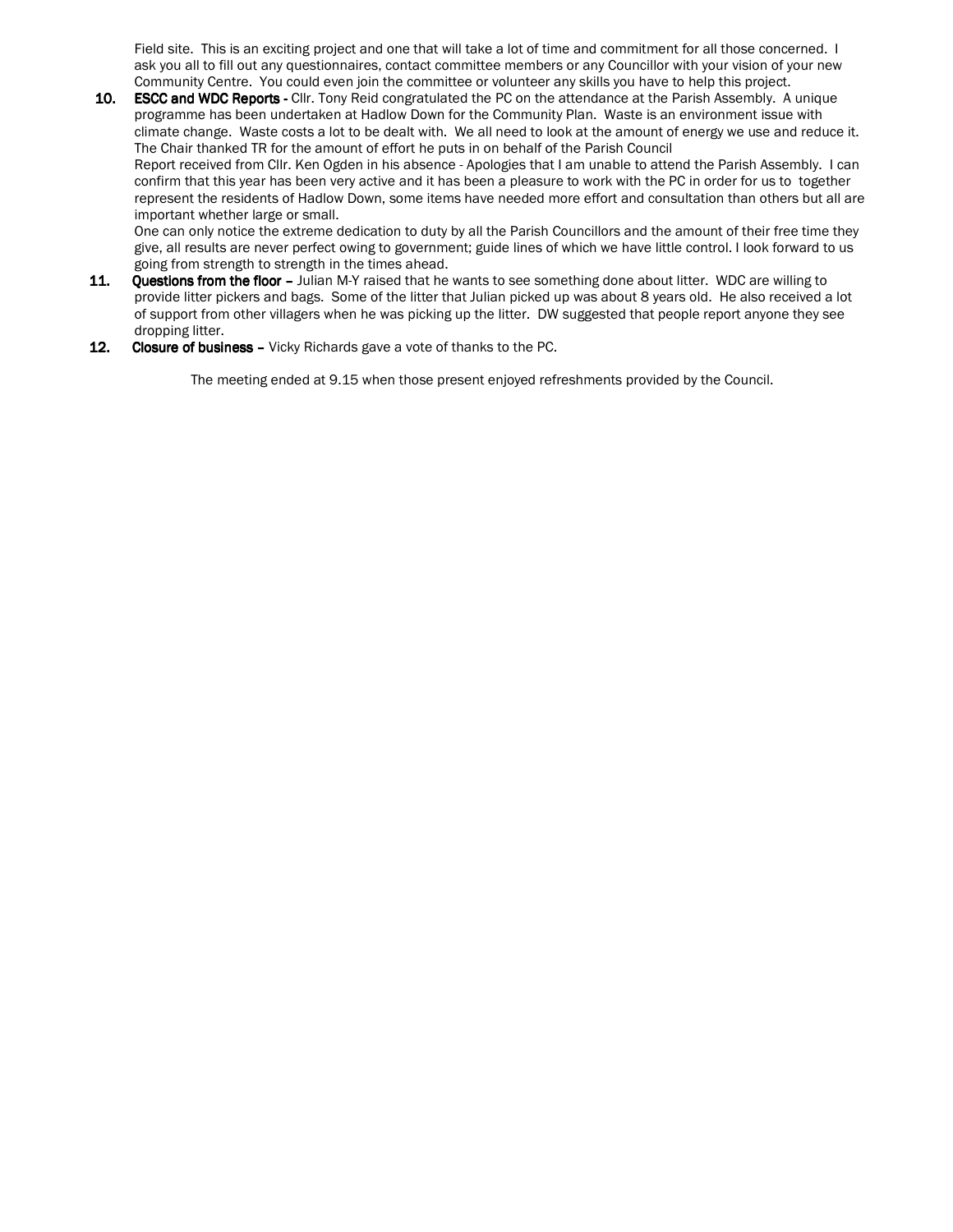Field site. This is an exciting project and one that will take a lot of time and commitment for all those concerned. I ask you all to fill out any questionnaires, contact committee members or any Councillor with your vision of your new Community Centre. You could even join the committee or volunteer any skills you have to help this project.

10. **ESCC and WDC Reports -** Cllr. Tony Reid congratulated the PC on the attendance at the Parish Assembly. A unique programme has been undertaken at Hadlow Down for the Community Plan. Waste is an environment issue with climate change. Waste costs a lot to be dealt with. We all need to look at the amount of energy we use and reduce it. The Chair thanked TR for the amount of effort he puts in on behalf of the Parish Council

    Report received from Cllr. Ken Ogden in his absence - Apologies that I am unable to attend the Parish Assembly. I can confirm that this year has been very active and it has been a pleasure to work with the PC in order for us to together represent the residents of Hadlow Down, some items have needed more effort and consultation than others but all are important whether large or small.

    One can only notice the extreme dedication to duty by all the Parish Councillors and the amount of their free time they give, all results are never perfect owing to government; guide lines of which we have little control. I look forward to us going from strength to strength in the times ahead.

11. **Questions from the floor –** Julian M-Y raised that he wants to see something done about litter. WDC are willing to provide litter pickers and bags. Some of the litter that Julian picked up was about 8 years old. He also received a lot of support from other villagers when he was picking up the litter. DW suggested that people report anyone they see dropping litter.

12. **Closure of business –** Vicky Richards gave a vote of thanks to the PC.

The meeting ended at 9.15 when those present enjoyed refreshments provided by the Council.